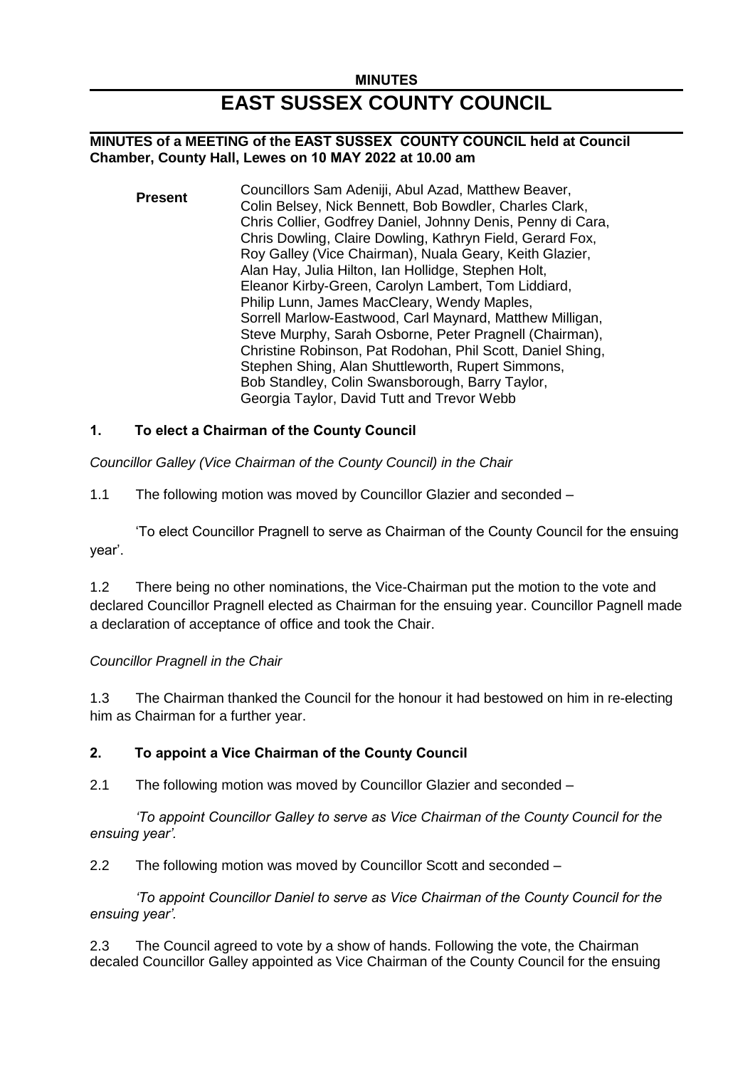**MINUTES**

# EAST SUSSEX COUNTY COUNCIL

**MINUTES of a MEETING of the EAST SUSSEX COUNTY COUNCIL held at Council Chamber, County Hall, Lewes on 10 MAY 2022 at 10.00 am**

| **Present** | Councillors Sam Adeniji, Abul Azad, Matthew Beaver, Colin Belsey, Nick Bennett, Bob Bowdler, Charles Clark, Chris Collier, Godfrey Daniel, Johnny Denis, Penny di Cara, Chris Dowling, Claire Dowling, Kathryn Field, Gerard Fox, Roy Galley (Vice Chairman), Nuala Geary, Keith Glazier, Alan Hay, Julia Hilton, Ian Hollidge, Stephen Holt, Eleanor Kirby-Green, Carolyn Lambert, Tom Liddiard, Philip Lunn, James MacCleary, Wendy Maples, Sorrell Marlow-Eastwood, Carl Maynard, Matthew Milligan, Steve Murphy, Sarah Osborne, Peter Pragnell (Chairman), Christine Robinson, Pat Rodohan, Phil Scott, Daniel Shing, Stephen Shing, Alan Shuttleworth, Rupert Simmons, Bob Standley, Colin Swansborough, Barry Taylor, Georgia Taylor, David Tutt and Trevor Webb |
|---|---|

## 1. To elect a Chairman of the County Council

*Councillor Galley (Vice Chairman of the County Council) in the Chair*

1.1 The following motion was moved by Councillor Glazier and seconded –

'To elect Councillor Pragnell to serve as Chairman of the County Council for the ensuing year'.

1.2 There being no other nominations, the Vice-Chairman put the motion to the vote and declared Councillor Pragnell elected as Chairman for the ensuing year. Councillor Pagnell made a declaration of acceptance of office and took the Chair.

*Councillor Pragnell in the Chair*

1.3 The Chairman thanked the Council for the honour it had bestowed on him in re-electing him as Chairman for a further year.

## 2. To appoint a Vice Chairman of the County Council

2.1 The following motion was moved by Councillor Glazier and seconded –

*'To appoint Councillor Galley to serve as Vice Chairman of the County Council for the ensuing year'.*

2.2 The following motion was moved by Councillor Scott and seconded –

*'To appoint Councillor Daniel to serve as Vice Chairman of the County Council for the ensuing year'.*

2.3 The Council agreed to vote by a show of hands. Following the vote, the Chairman decaled Councillor Galley appointed as Vice Chairman of the County Council for the ensuing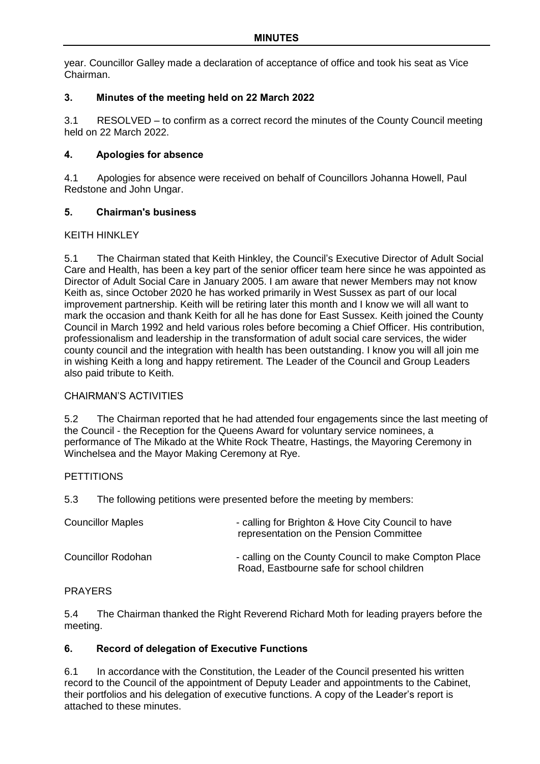year. Councillor Galley made a declaration of acceptance of office and took his seat as Vice Chairman.

## 3. Minutes of the meeting held on 22 March 2022

3.1 RESOLVED – to confirm as a correct record the minutes of the County Council meeting held on 22 March 2022.

## 4. Apologies for absence

4.1 Apologies for absence were received on behalf of Councillors Johanna Howell, Paul Redstone and John Ungar.

## 5. Chairman's business

KEITH HINKLEY

5.1 The Chairman stated that Keith Hinkley, the Council's Executive Director of Adult Social Care and Health, has been a key part of the senior officer team here since he was appointed as Director of Adult Social Care in January 2005. I am aware that newer Members may not know Keith as, since October 2020 he has worked primarily in West Sussex as part of our local improvement partnership. Keith will be retiring later this month and I know we will all want to mark the occasion and thank Keith for all he has done for East Sussex. Keith joined the County Council in March 1992 and held various roles before becoming a Chief Officer. His contribution, professionalism and leadership in the transformation of adult social care services, the wider county council and the integration with health has been outstanding. I know you will all join me in wishing Keith a long and happy retirement. The Leader of the Council and Group Leaders also paid tribute to Keith.

CHAIRMAN'S ACTIVITIES

5.2 The Chairman reported that he had attended four engagements since the last meeting of the Council - the Reception for the Queens Award for voluntary service nominees, a performance of The Mikado at the White Rock Theatre, Hastings, the Mayoring Ceremony in Winchelsea and the Mayor Making Ceremony at Rye.

PETTITIONS

5.3 The following petitions were presented before the meeting by members:

| | |
|---|---|
| Councillor Maples | - calling for Brighton & Hove City Council to have representation on the Pension Committee |
| Councillor Rodohan | - calling on the County Council to make Compton Place Road, Eastbourne safe for school children |

PRAYERS

5.4 The Chairman thanked the Right Reverend Richard Moth for leading prayers before the meeting.

## 6. Record of delegation of Executive Functions

6.1 In accordance with the Constitution, the Leader of the Council presented his written record to the Council of the appointment of Deputy Leader and appointments to the Cabinet, their portfolios and his delegation of executive functions. A copy of the Leader's report is attached to these minutes.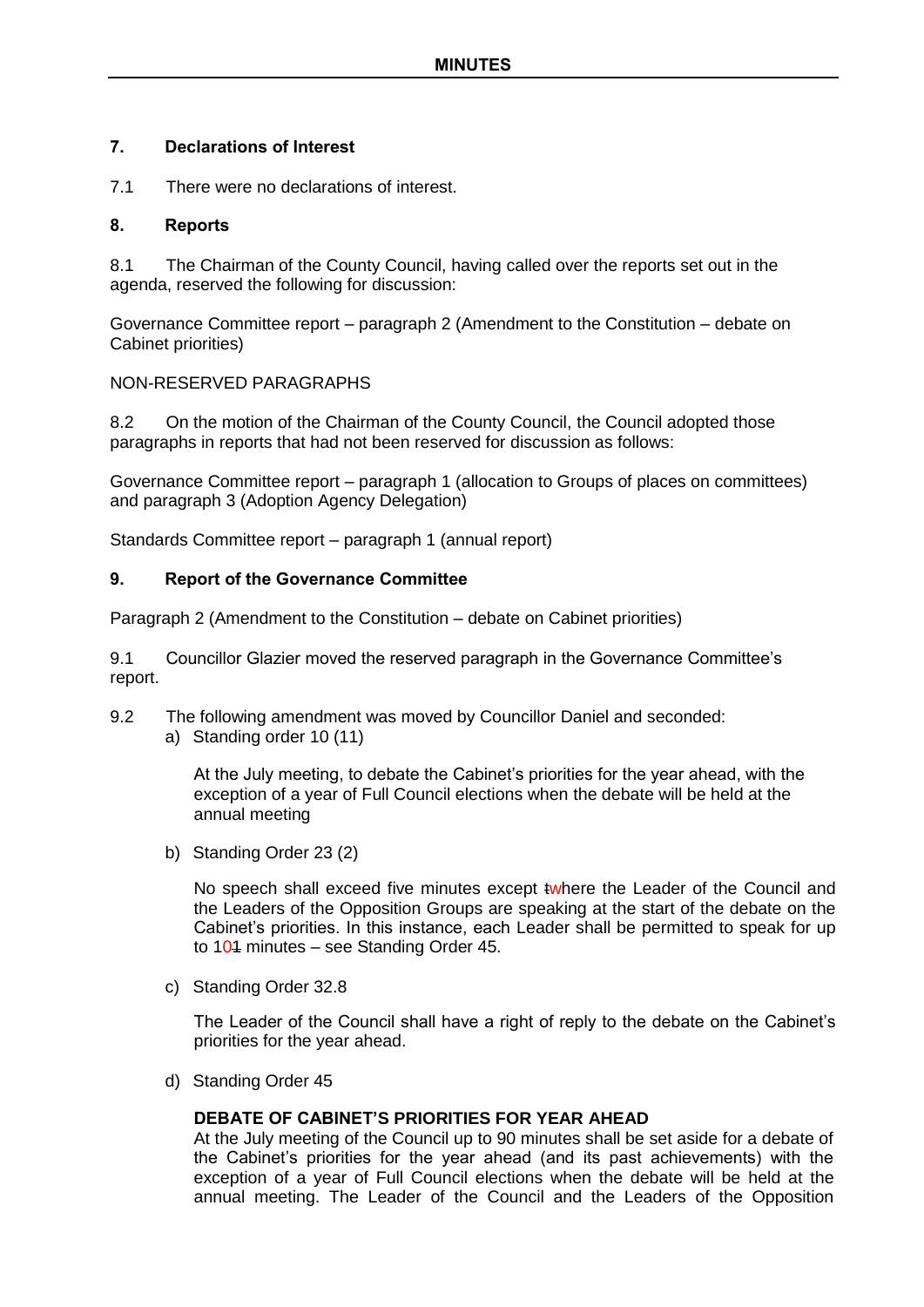## 7. Declarations of Interest

7.1 There were no declarations of interest.

## 8. Reports

8.1 The Chairman of the County Council, having called over the reports set out in the agenda, reserved the following for discussion:

Governance Committee report – paragraph 2 (Amendment to the Constitution – debate on Cabinet priorities)

NON-RESERVED PARAGRAPHS

8.2 On the motion of the Chairman of the County Council, the Council adopted those paragraphs in reports that had not been reserved for discussion as follows:

Governance Committee report – paragraph 1 (allocation to Groups of places on committees) and paragraph 3 (Adoption Agency Delegation)

Standards Committee report – paragraph 1 (annual report)

## 9. Report of the Governance Committee

Paragraph 2 (Amendment to the Constitution – debate on Cabinet priorities)

9.1 Councillor Glazier moved the reserved paragraph in the Governance Committee's report.

9.2 The following amendment was moved by Councillor Daniel and seconded:

a) Standing order 10 (11)

   At the July meeting, to debate the Cabinet's priorities for the year ahead, with the exception of a year of Full Council elections when the debate will be held at the annual meeting

b) Standing Order 23 (2)

   No speech shall exceed five minutes except ~~t~~where the Leader of the Council and the Leaders of the Opposition Groups are speaking at the start of the debate on the Cabinet's priorities. In this instance, each Leader shall be permitted to speak for up to 10~~1~~ minutes – see Standing Order 45.

c) Standing Order 32.8

   The Leader of the Council shall have a right of reply to the debate on the Cabinet's priorities for the year ahead.

d) Standing Order 45

   **DEBATE OF CABINET'S PRIORITIES FOR YEAR AHEAD**
   At the July meeting of the Council up to 90 minutes shall be set aside for a debate of the Cabinet's priorities for the year ahead (and its past achievements) with the exception of a year of Full Council elections when the debate will be held at the annual meeting. The Leader of the Council and the Leaders of the Opposition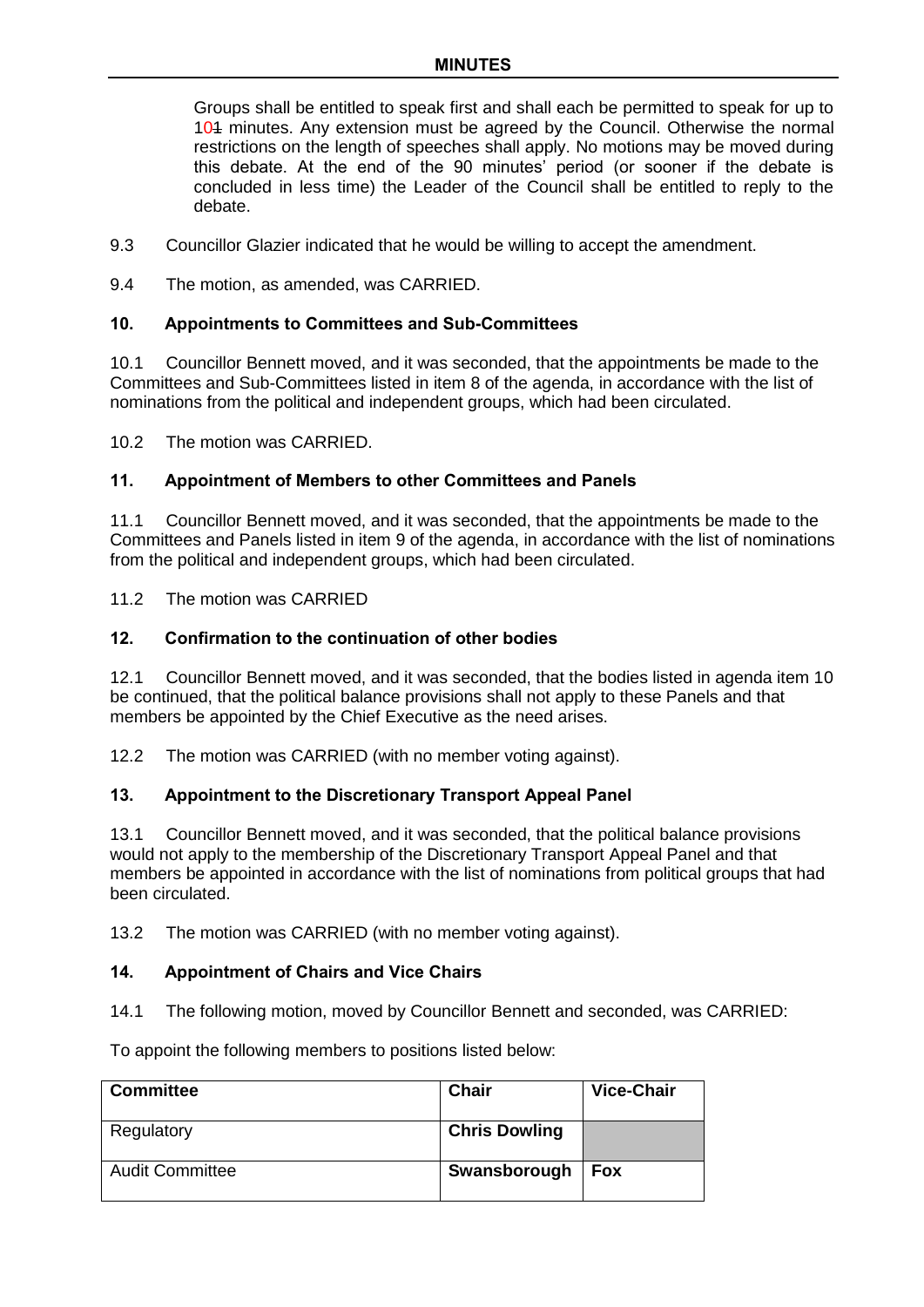Groups shall be entitled to speak first and shall each be permitted to speak for up to 101 minutes. Any extension must be agreed by the Council. Otherwise the normal restrictions on the length of speeches shall apply. No motions may be moved during this debate. At the end of the 90 minutes' period (or sooner if the debate is concluded in less time) the Leader of the Council shall be entitled to reply to the debate.

9.3 Councillor Glazier indicated that he would be willing to accept the amendment.

9.4 The motion, as amended, was CARRIED.

### 10. Appointments to Committees and Sub-Committees

10.1 Councillor Bennett moved, and it was seconded, that the appointments be made to the Committees and Sub-Committees listed in item 8 of the agenda, in accordance with the list of nominations from the political and independent groups, which had been circulated.

10.2 The motion was CARRIED.

### 11. Appointment of Members to other Committees and Panels

11.1 Councillor Bennett moved, and it was seconded, that the appointments be made to the Committees and Panels listed in item 9 of the agenda, in accordance with the list of nominations from the political and independent groups, which had been circulated.

11.2 The motion was CARRIED

### 12. Confirmation to the continuation of other bodies

12.1 Councillor Bennett moved, and it was seconded, that the bodies listed in agenda item 10 be continued, that the political balance provisions shall not apply to these Panels and that members be appointed by the Chief Executive as the need arises.

12.2 The motion was CARRIED (with no member voting against).

### 13. Appointment to the Discretionary Transport Appeal Panel

13.1 Councillor Bennett moved, and it was seconded, that the political balance provisions would not apply to the membership of the Discretionary Transport Appeal Panel and that members be appointed in accordance with the list of nominations from political groups that had been circulated.

13.2 The motion was CARRIED (with no member voting against).

### 14. Appointment of Chairs and Vice Chairs

14.1 The following motion, moved by Councillor Bennett and seconded, was CARRIED:

To appoint the following members to positions listed below:

| Committee | Chair | Vice-Chair |
|---|---|---|
| Regulatory | **Chris Dowling** | |
| Audit Committee | **Swansborough** | **Fox** |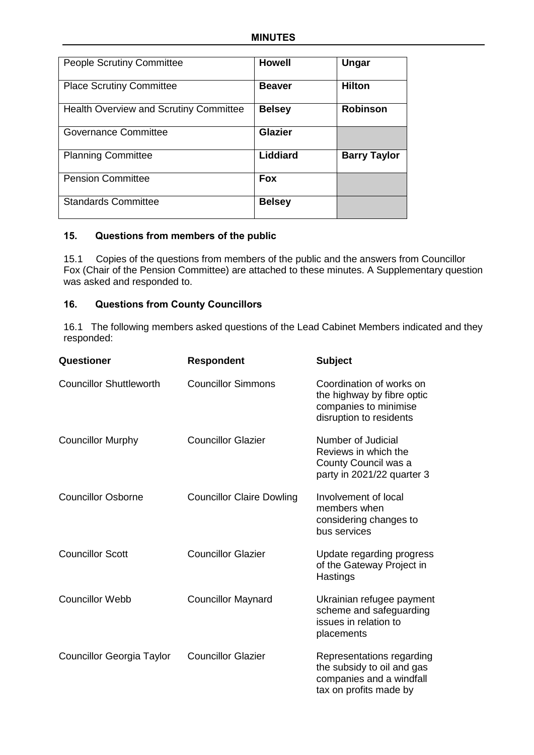| People Scrutiny Committee | **Howell** | **Ungar** |
|---|---|---|
| Place Scrutiny Committee | **Beaver** | **Hilton** |
| Health Overview and Scrutiny Committee | **Belsey** | **Robinson** |
| Governance Committee | **Glazier** | |
| Planning Committee | **Liddiard** | **Barry Taylor** |
| Pension Committee | **Fox** | |
| Standards Committee | **Belsey** | |

### 15. Questions from members of the public

15.1 Copies of the questions from members of the public and the answers from Councillor Fox (Chair of the Pension Committee) are attached to these minutes. A Supplementary question was asked and responded to.

### 16. Questions from County Councillors

16.1 The following members asked questions of the Lead Cabinet Members indicated and they responded:

| Questioner | Respondent | Subject |
|---|---|---|
| Councillor Shuttleworth | Councillor Simmons | Coordination of works on the highway by fibre optic companies to minimise disruption to residents |
| Councillor Murphy | Councillor Glazier | Number of Judicial Reviews in which the County Council was a party in 2021/22 quarter 3 |
| Councillor Osborne | Councillor Claire Dowling | Involvement of local members when considering changes to bus services |
| Councillor Scott | Councillor Glazier | Update regarding progress of the Gateway Project in Hastings |
| Councillor Webb | Councillor Maynard | Ukrainian refugee payment scheme and safeguarding issues in relation to placements |
| Councillor Georgia Taylor | Councillor Glazier | Representations regarding the subsidy to oil and gas companies and a windfall tax on profits made by |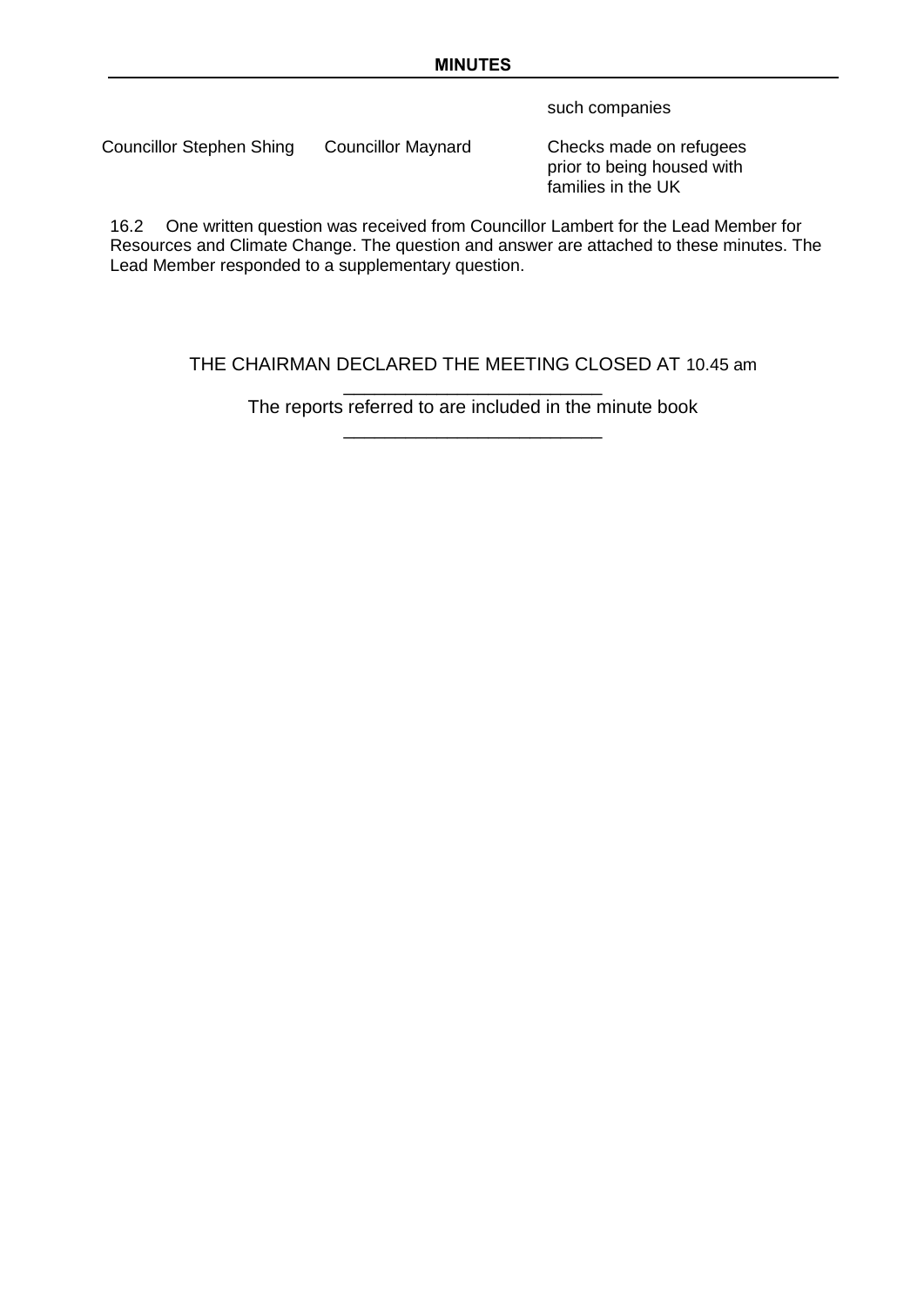| | | such companies |
|---|---|---|
| Councillor Stephen Shing | Councillor Maynard | Checks made on refugees prior to being housed with families in the UK |

16.2 One written question was received from Councillor Lambert for the Lead Member for Resources and Climate Change. The question and answer are attached to these minutes. The Lead Member responded to a supplementary question.

THE CHAIRMAN DECLARED THE MEETING CLOSED AT 10.45 am

\_\_\_\_\_\_\_\_\_\_\_\_\_\_\_\_\_\_\_\_\_\_\_\_\_\_

The reports referred to are included in the minute book

\_\_\_\_\_\_\_\_\_\_\_\_\_\_\_\_\_\_\_\_\_\_\_\_\_\_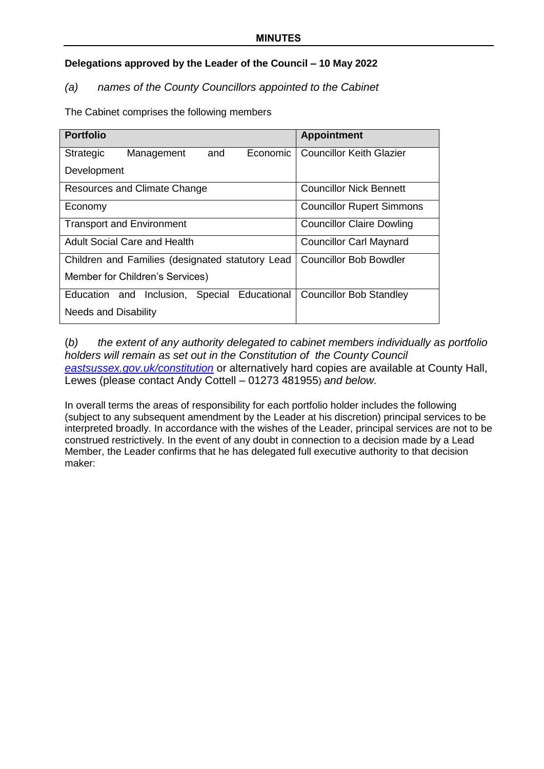**MINUTES**

**Delegations approved by the Leader of the Council – 10 May 2022**

*(a) names of the County Councillors appointed to the Cabinet*

The Cabinet comprises the following members

| Portfolio | Appointment |
| --- | --- |
| Strategic Management and Economic Development | Councillor Keith Glazier |
| Resources and Climate Change | Councillor Nick Bennett |
| Economy | Councillor Rupert Simmons |
| Transport and Environment | Councillor Claire Dowling |
| Adult Social Care and Health | Councillor Carl Maynard |
| Children and Families (designated statutory Lead Member for Children's Services) | Councillor Bob Bowdler |
| Education and Inclusion, Special Educational Needs and Disability | Councillor Bob Standley |

(*b) the extent of any authority delegated to cabinet members individually as portfolio holders will remain as set out in the Constitution of the County Council* [*eastsussex.gov.uk/constitution*](eastsussex.gov.uk/constitution) or alternatively hard copies are available at County Hall, Lewes (please contact Andy Cottell – 01273 481955) *and below.*

In overall terms the areas of responsibility for each portfolio holder includes the following (subject to any subsequent amendment by the Leader at his discretion) principal services to be interpreted broadly. In accordance with the wishes of the Leader, principal services are not to be construed restrictively. In the event of any doubt in connection to a decision made by a Lead Member, the Leader confirms that he has delegated full executive authority to that decision maker: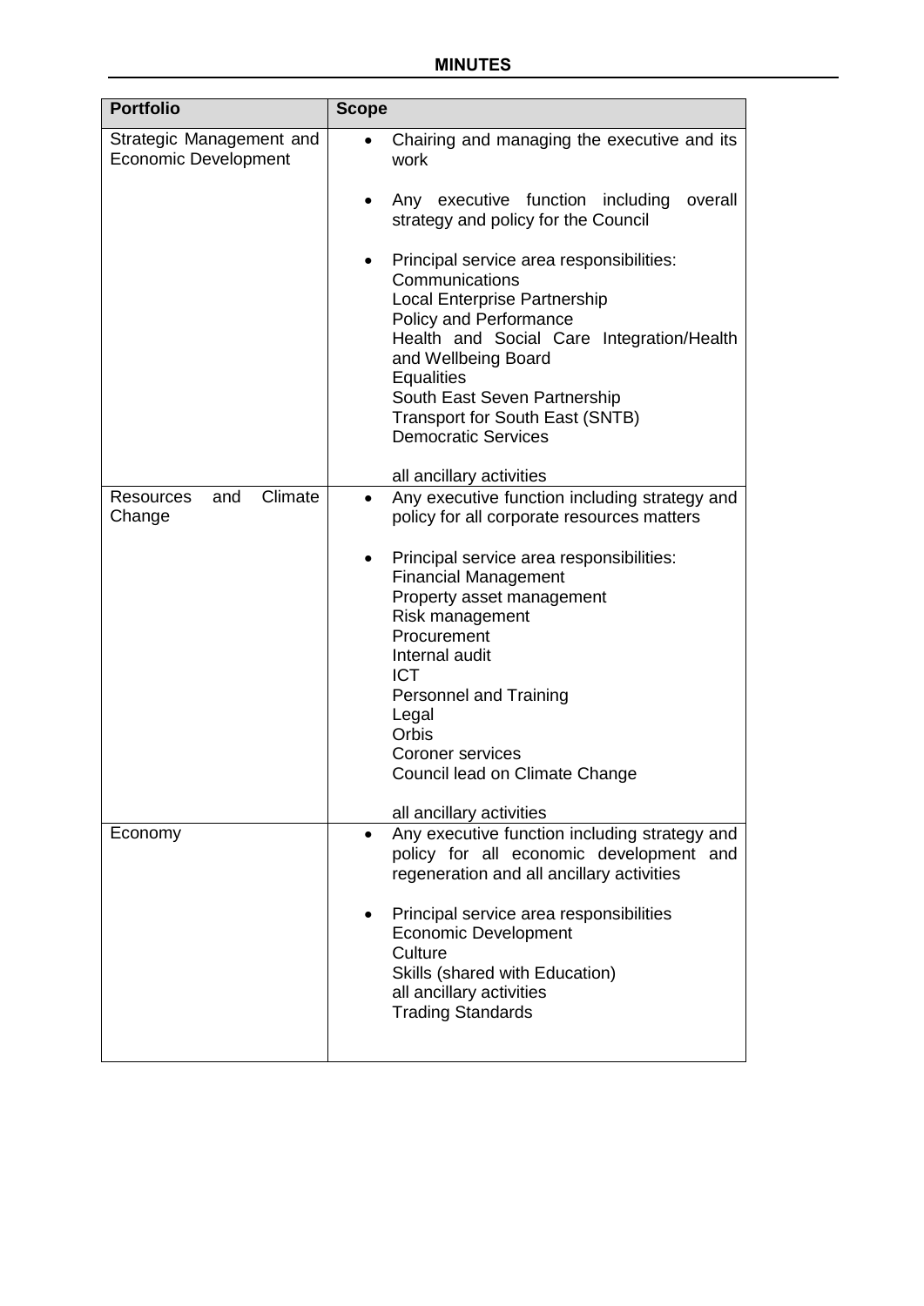| Portfolio | Scope |
| --- | --- |
| Strategic Management and Economic Development | • Chairing and managing the executive and its work<br><br>• Any executive function including overall strategy and policy for the Council<br><br>• Principal service area responsibilities:<br>Communications<br>Local Enterprise Partnership<br>Policy and Performance<br>Health and Social Care Integration/Health and Wellbeing Board<br>Equalities<br>South East Seven Partnership<br>Transport for South East (SNTB)<br>Democratic Services<br><br>all ancillary activities |
| Resources and Climate Change | • Any executive function including strategy and policy for all corporate resources matters<br><br>• Principal service area responsibilities:<br>Financial Management<br>Property asset management<br>Risk management<br>Procurement<br>Internal audit<br>ICT<br>Personnel and Training<br>Legal<br>Orbis<br>Coroner services<br>Council lead on Climate Change<br><br>all ancillary activities |
| Economy | • Any executive function including strategy and policy for all economic development and regeneration and all ancillary activities<br><br>• Principal service area responsibilities<br>Economic Development<br>Culture<br>Skills (shared with Education)<br>all ancillary activities<br>Trading Standards |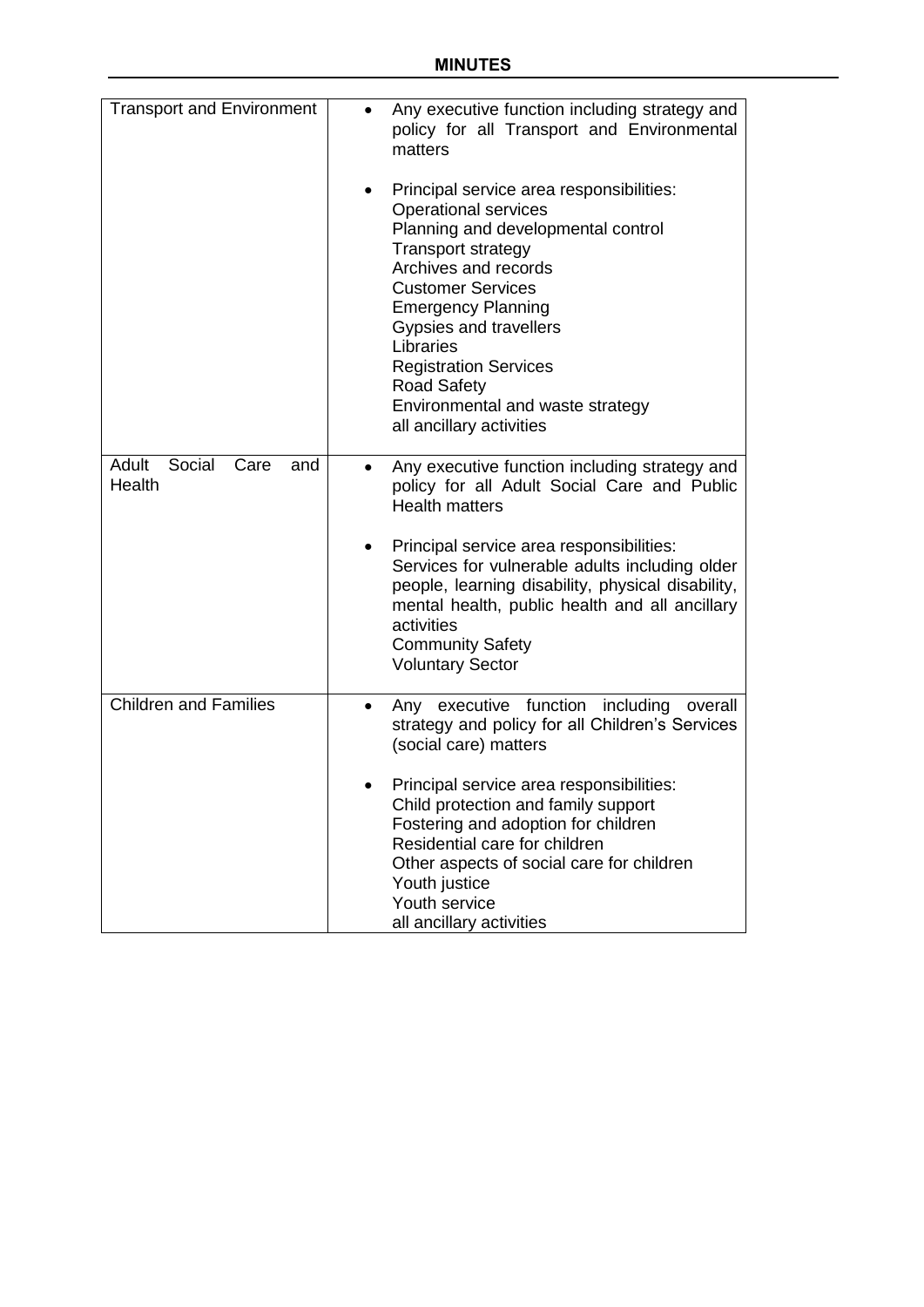| | |
|---|---|
| Transport and Environment | • Any executive function including strategy and policy for all Transport and Environmental matters<br><br>• Principal service area responsibilities:<br>Operational services<br>Planning and developmental control<br>Transport strategy<br>Archives and records<br>Customer Services<br>Emergency Planning<br>Gypsies and travellers<br>Libraries<br>Registration Services<br>Road Safety<br>Environmental and waste strategy<br>all ancillary activities |
| Adult Social Care and Health | • Any executive function including strategy and policy for all Adult Social Care and Public Health matters<br><br>• Principal service area responsibilities:<br>Services for vulnerable adults including older people, learning disability, physical disability, mental health, public health and all ancillary activities<br>Community Safety<br>Voluntary Sector |
| Children and Families | • Any executive function including overall strategy and policy for all Children's Services (social care) matters<br><br>• Principal service area responsibilities:<br>Child protection and family support<br>Fostering and adoption for children<br>Residential care for children<br>Other aspects of social care for children<br>Youth justice<br>Youth service<br>all ancillary activities |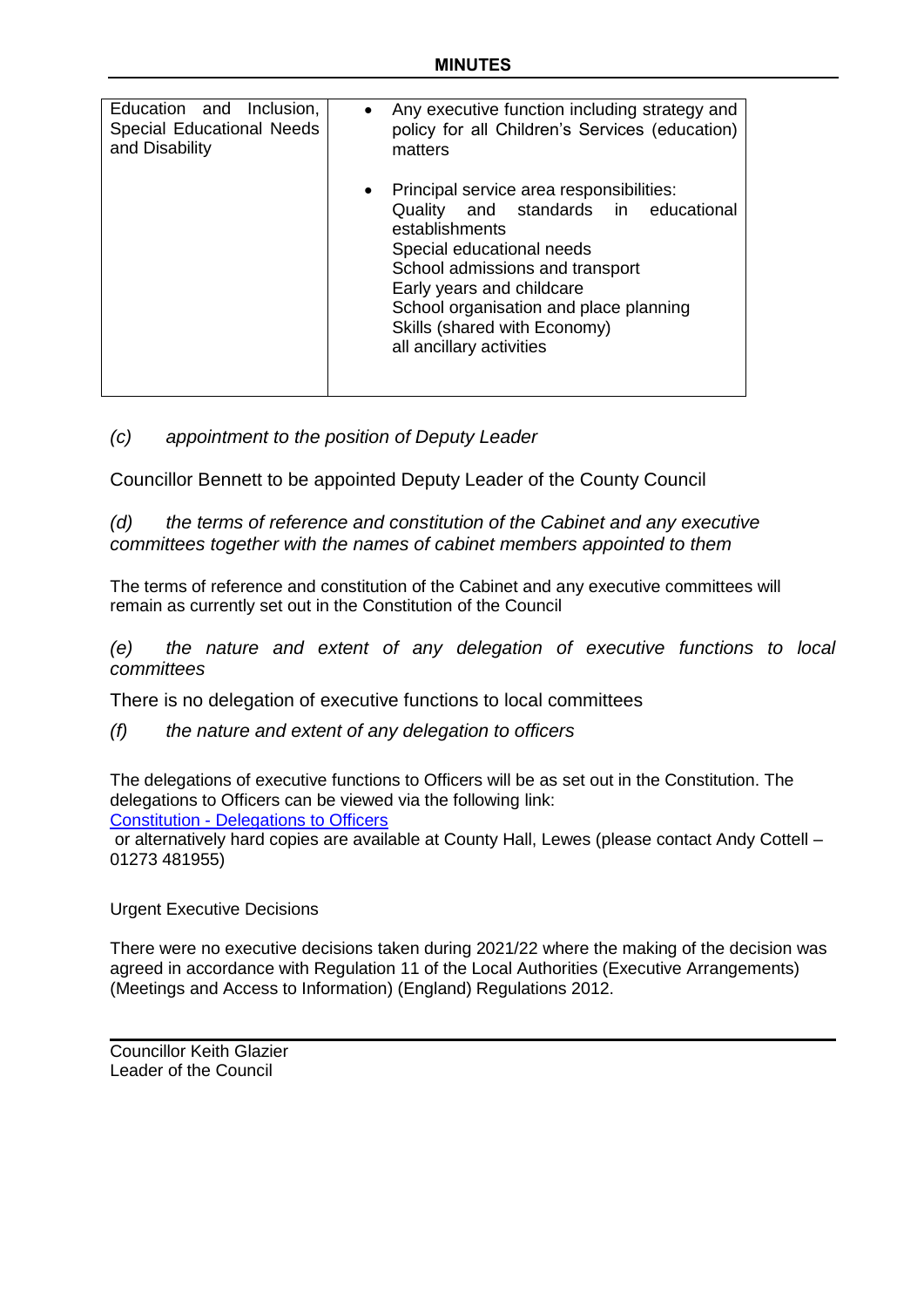| Education and Inclusion, Special Educational Needs and Disability | • Any executive function including strategy and policy for all Children's Services (education) matters<br><br>• Principal service area responsibilities:<br>Quality and standards in educational establishments<br>Special educational needs<br>School admissions and transport<br>Early years and childcare<br>School organisation and place planning<br>Skills (shared with Economy)<br>all ancillary activities |
|---|---|

*(c) appointment to the position of Deputy Leader*

Councillor Bennett to be appointed Deputy Leader of the County Council

*(d) the terms of reference and constitution of the Cabinet and any executive committees together with the names of cabinet members appointed to them*

The terms of reference and constitution of the Cabinet and any executive committees will remain as currently set out in the Constitution of the Council

*(e) the nature and extent of any delegation of executive functions to local committees*

There is no delegation of executive functions to local committees

*(f) the nature and extent of any delegation to officers*

The delegations of executive functions to Officers will be as set out in the Constitution. The delegations to Officers can be viewed via the following link:
[Constitution - Delegations to Officers]
or alternatively hard copies are available at County Hall, Lewes (please contact Andy Cottell – 01273 481955)

Urgent Executive Decisions

There were no executive decisions taken during 2021/22 where the making of the decision was agreed in accordance with Regulation 11 of the Local Authorities (Executive Arrangements) (Meetings and Access to Information) (England) Regulations 2012.

---

Councillor Keith Glazier
Leader of the Council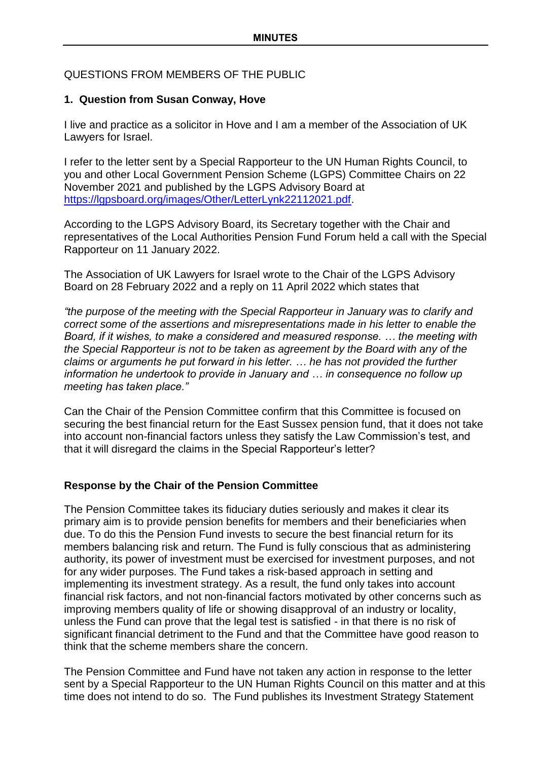QUESTIONS FROM MEMBERS OF THE PUBLIC

**1. Question from Susan Conway, Hove**

I live and practice as a solicitor in Hove and I am a member of the Association of UK Lawyers for Israel.

I refer to the letter sent by a Special Rapporteur to the UN Human Rights Council, to you and other Local Government Pension Scheme (LGPS) Committee Chairs on 22 November 2021 and published by the LGPS Advisory Board at [https://lgpsboard.org/images/Other/LetterLynk22112021.pdf](https://lgpsboard.org/images/Other/LetterLynk22112021.pdf).

According to the LGPS Advisory Board, its Secretary together with the Chair and representatives of the Local Authorities Pension Fund Forum held a call with the Special Rapporteur on 11 January 2022.

The Association of UK Lawyers for Israel wrote to the Chair of the LGPS Advisory Board on 28 February 2022 and a reply on 11 April 2022 which states that

*"the purpose of the meeting with the Special Rapporteur in January was to clarify and correct some of the assertions and misrepresentations made in his letter to enable the Board, if it wishes, to make a considered and measured response. … the meeting with the Special Rapporteur is not to be taken as agreement by the Board with any of the claims or arguments he put forward in his letter. … he has not provided the further information he undertook to provide in January and … in consequence no follow up meeting has taken place."*

Can the Chair of the Pension Committee confirm that this Committee is focused on securing the best financial return for the East Sussex pension fund, that it does not take into account non-financial factors unless they satisfy the Law Commission's test, and that it will disregard the claims in the Special Rapporteur's letter?

**Response by the Chair of the Pension Committee**

The Pension Committee takes its fiduciary duties seriously and makes it clear its primary aim is to provide pension benefits for members and their beneficiaries when due. To do this the Pension Fund invests to secure the best financial return for its members balancing risk and return. The Fund is fully conscious that as administering authority, its power of investment must be exercised for investment purposes, and not for any wider purposes. The Fund takes a risk-based approach in setting and implementing its investment strategy. As a result, the fund only takes into account financial risk factors, and not non-financial factors motivated by other concerns such as improving members quality of life or showing disapproval of an industry or locality, unless the Fund can prove that the legal test is satisfied - in that there is no risk of significant financial detriment to the Fund and that the Committee have good reason to think that the scheme members share the concern.

The Pension Committee and Fund have not taken any action in response to the letter sent by a Special Rapporteur to the UN Human Rights Council on this matter and at this time does not intend to do so. The Fund publishes its Investment Strategy Statement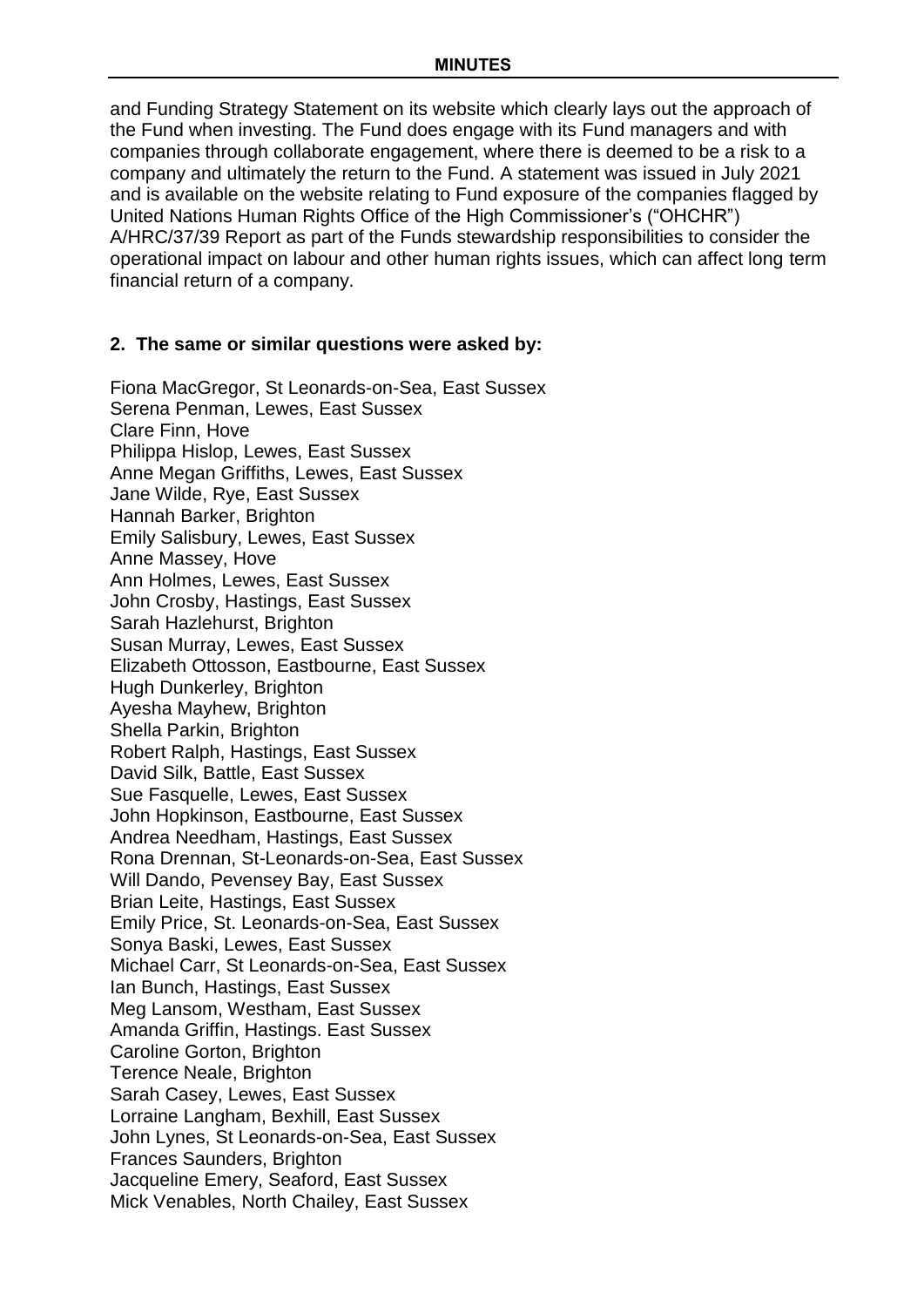and Funding Strategy Statement on its website which clearly lays out the approach of the Fund when investing. The Fund does engage with its Fund managers and with companies through collaborate engagement, where there is deemed to be a risk to a company and ultimately the return to the Fund. A statement was issued in July 2021 and is available on the website relating to Fund exposure of the companies flagged by United Nations Human Rights Office of the High Commissioner's ("OHCHR") A/HRC/37/39 Report as part of the Funds stewardship responsibilities to consider the operational impact on labour and other human rights issues, which can affect long term financial return of a company.

**2. The same or similar questions were asked by:**

Fiona MacGregor, St Leonards-on-Sea, East Sussex
Serena Penman, Lewes, East Sussex
Clare Finn, Hove
Philippa Hislop, Lewes, East Sussex
Anne Megan Griffiths, Lewes, East Sussex
Jane Wilde, Rye, East Sussex
Hannah Barker, Brighton
Emily Salisbury, Lewes, East Sussex
Anne Massey, Hove
Ann Holmes, Lewes, East Sussex
John Crosby, Hastings, East Sussex
Sarah Hazlehurst, Brighton
Susan Murray, Lewes, East Sussex
Elizabeth Ottosson, Eastbourne, East Sussex
Hugh Dunkerley, Brighton
Ayesha Mayhew, Brighton
Shella Parkin, Brighton
Robert Ralph, Hastings, East Sussex
David Silk, Battle, East Sussex
Sue Fasquelle, Lewes, East Sussex
John Hopkinson, Eastbourne, East Sussex
Andrea Needham, Hastings, East Sussex
Rona Drennan, St-Leonards-on-Sea, East Sussex
Will Dando, Pevensey Bay, East Sussex
Brian Leite, Hastings, East Sussex
Emily Price, St. Leonards-on-Sea, East Sussex
Sonya Baski, Lewes, East Sussex
Michael Carr, St Leonards-on-Sea, East Sussex
Ian Bunch, Hastings, East Sussex
Meg Lansom, Westham, East Sussex
Amanda Griffin, Hastings. East Sussex
Caroline Gorton, Brighton
Terence Neale, Brighton
Sarah Casey, Lewes, East Sussex
Lorraine Langham, Bexhill, East Sussex
John Lynes, St Leonards-on-Sea, East Sussex
Frances Saunders, Brighton
Jacqueline Emery, Seaford, East Sussex
Mick Venables, North Chailey, East Sussex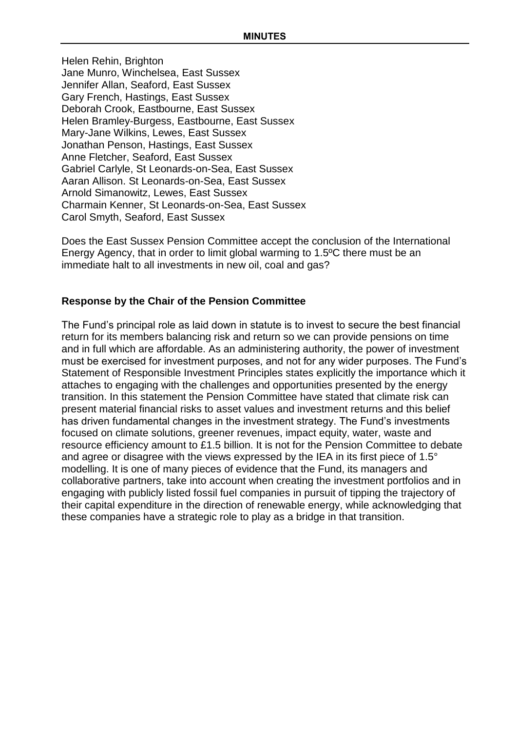Helen Rehin, Brighton
Jane Munro, Winchelsea, East Sussex
Jennifer Allan, Seaford, East Sussex
Gary French, Hastings, East Sussex
Deborah Crook, Eastbourne, East Sussex
Helen Bramley-Burgess, Eastbourne, East Sussex
Mary-Jane Wilkins, Lewes, East Sussex
Jonathan Penson, Hastings, East Sussex
Anne Fletcher, Seaford, East Sussex
Gabriel Carlyle, St Leonards-on-Sea, East Sussex
Aaran Allison. St Leonards-on-Sea, East Sussex
Arnold Simanowitz, Lewes, East Sussex
Charmain Kenner, St Leonards-on-Sea, East Sussex
Carol Smyth, Seaford, East Sussex

Does the East Sussex Pension Committee accept the conclusion of the International Energy Agency, that in order to limit global warming to 1.5ºC there must be an immediate halt to all investments in new oil, coal and gas?

**Response by the Chair of the Pension Committee**

The Fund's principal role as laid down in statute is to invest to secure the best financial return for its members balancing risk and return so we can provide pensions on time and in full which are affordable. As an administering authority, the power of investment must be exercised for investment purposes, and not for any wider purposes. The Fund's Statement of Responsible Investment Principles states explicitly the importance which it attaches to engaging with the challenges and opportunities presented by the energy transition. In this statement the Pension Committee have stated that climate risk can present material financial risks to asset values and investment returns and this belief has driven fundamental changes in the investment strategy. The Fund's investments focused on climate solutions, greener revenues, impact equity, water, waste and resource efficiency amount to £1.5 billion. It is not for the Pension Committee to debate and agree or disagree with the views expressed by the IEA in its first piece of 1.5° modelling. It is one of many pieces of evidence that the Fund, its managers and collaborative partners, take into account when creating the investment portfolios and in engaging with publicly listed fossil fuel companies in pursuit of tipping the trajectory of their capital expenditure in the direction of renewable energy, while acknowledging that these companies have a strategic role to play as a bridge in that transition.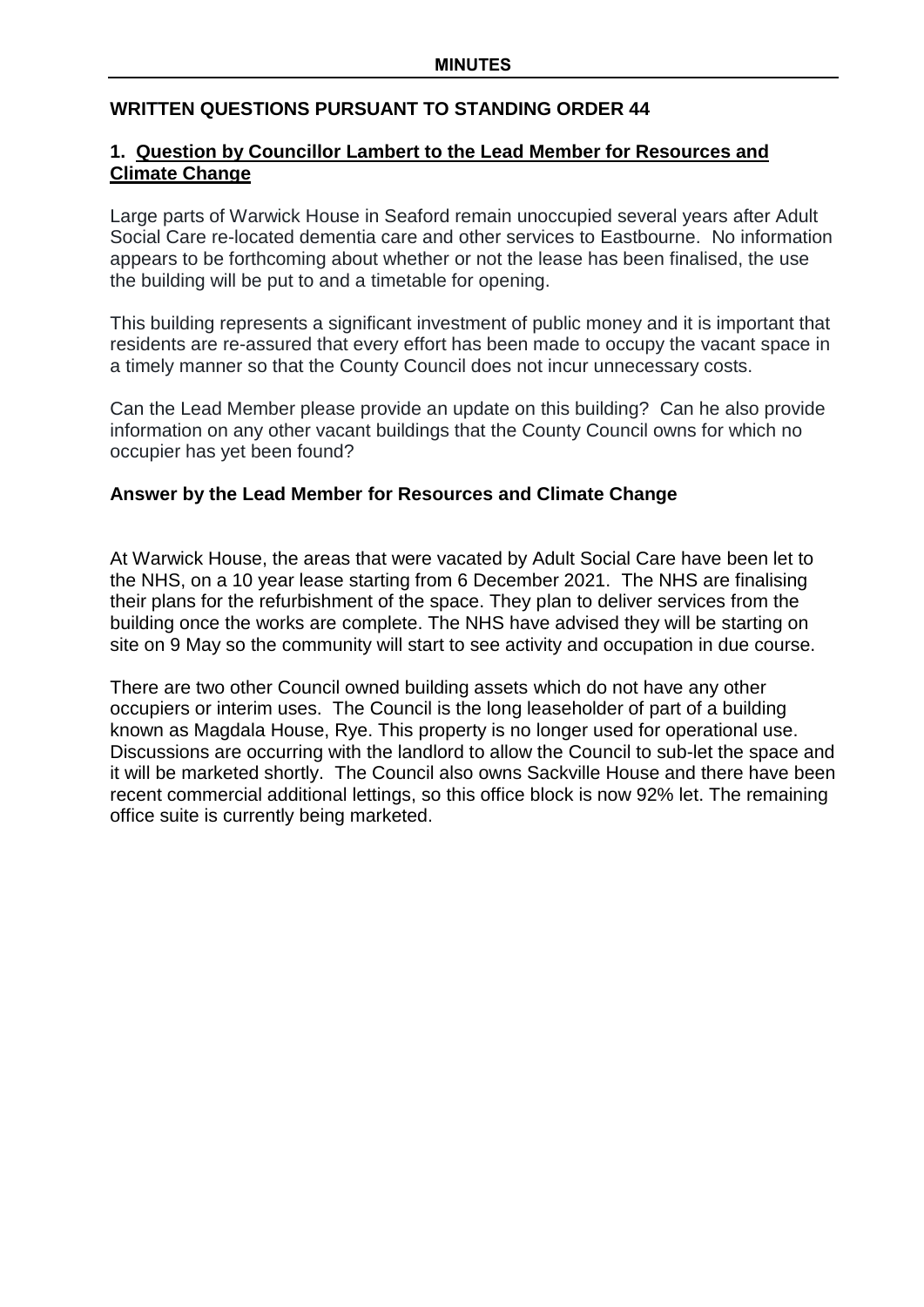**MINUTES**

## WRITTEN QUESTIONS PURSUANT TO STANDING ORDER 44

### 1. Question by Councillor Lambert to the Lead Member for Resources and Climate Change

Large parts of Warwick House in Seaford remain unoccupied several years after Adult Social Care re-located dementia care and other services to Eastbourne. No information appears to be forthcoming about whether or not the lease has been finalised, the use the building will be put to and a timetable for opening.

This building represents a significant investment of public money and it is important that residents are re-assured that every effort has been made to occupy the vacant space in a timely manner so that the County Council does not incur unnecessary costs.

Can the Lead Member please provide an update on this building? Can he also provide information on any other vacant buildings that the County Council owns for which no occupier has yet been found?

### Answer by the Lead Member for Resources and Climate Change

At Warwick House, the areas that were vacated by Adult Social Care have been let to the NHS, on a 10 year lease starting from 6 December 2021. The NHS are finalising their plans for the refurbishment of the space. They plan to deliver services from the building once the works are complete. The NHS have advised they will be starting on site on 9 May so the community will start to see activity and occupation in due course.

There are two other Council owned building assets which do not have any other occupiers or interim uses. The Council is the long leaseholder of part of a building known as Magdala House, Rye. This property is no longer used for operational use. Discussions are occurring with the landlord to allow the Council to sub-let the space and it will be marketed shortly. The Council also owns Sackville House and there have been recent commercial additional lettings, so this office block is now 92% let. The remaining office suite is currently being marketed.